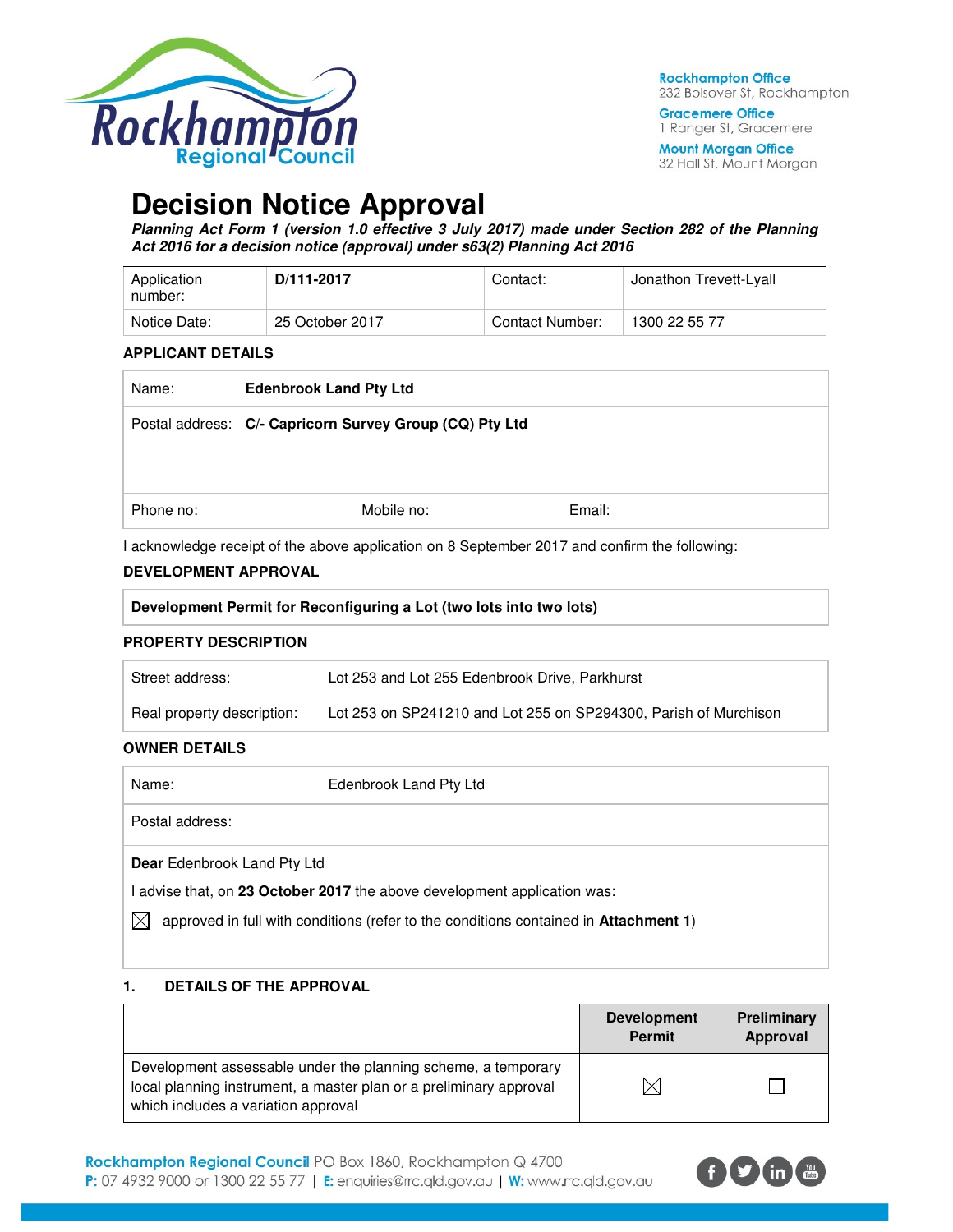Rockhampton Office
232 Bolsover St, Rockhampton

Gracemere Office
1 Ranger St, Gracemere

Mount Morgan Office
32 Hall St, Mount Morgan

# Decision Notice Approval

***Planning Act Form 1 (version 1.0 effective 3 July 2017) made under Section 282 of the Planning Act 2016 for a decision notice (approval) under s63(2) Planning Act 2016***

| Application number: | **D/111-2017** | Contact: | Jonathon Trevett-Lyall |
|---|---|---|---|
| Notice Date: | 25 October 2017 | Contact Number: | 1300 22 55 77 |

**APPLICANT DETAILS**

| | | | |
|---|---|---|---|
| Name: | **Edenbrook Land Pty Ltd** | | |
| Postal address: | **C/- Capricorn Survey Group (CQ) Pty Ltd** | | |
| Phone no: | Mobile no: | Email: | |

I acknowledge receipt of the above application on 8 September 2017 and confirm the following:

**DEVELOPMENT APPROVAL**

| **Development Permit for Reconfiguring a Lot (two lots into two lots)** |
|---|

**PROPERTY DESCRIPTION**

| | |
|---|---|
| Street address: | Lot 253 and Lot 255 Edenbrook Drive, Parkhurst |
| Real property description: | Lot 253 on SP241210 and Lot 255 on SP294300, Parish of Murchison |

**OWNER DETAILS**

| | |
|---|---|
| Name: | Edenbrook Land Pty Ltd |
| Postal address: | |

**Dear** Edenbrook Land Pty Ltd

I advise that, on **23 October 2017** the above development application was:

☒ approved in full with conditions (refer to the conditions contained in **Attachment 1**)

## 1. DETAILS OF THE APPROVAL

| | **Development Permit** | **Preliminary Approval** |
|---|---|---|
| Development assessable under the planning scheme, a temporary local planning instrument, a master plan or a preliminary approval which includes a variation approval | ☒ | ☐ |

**Rockhampton Regional Council** PO Box 1860, Rockhampton Q 4700
**P:** 07 4932 9000 or 1300 22 55 77 | **E:** enquiries@rrc.qld.gov.au | **W:** www.rrc.qld.gov.au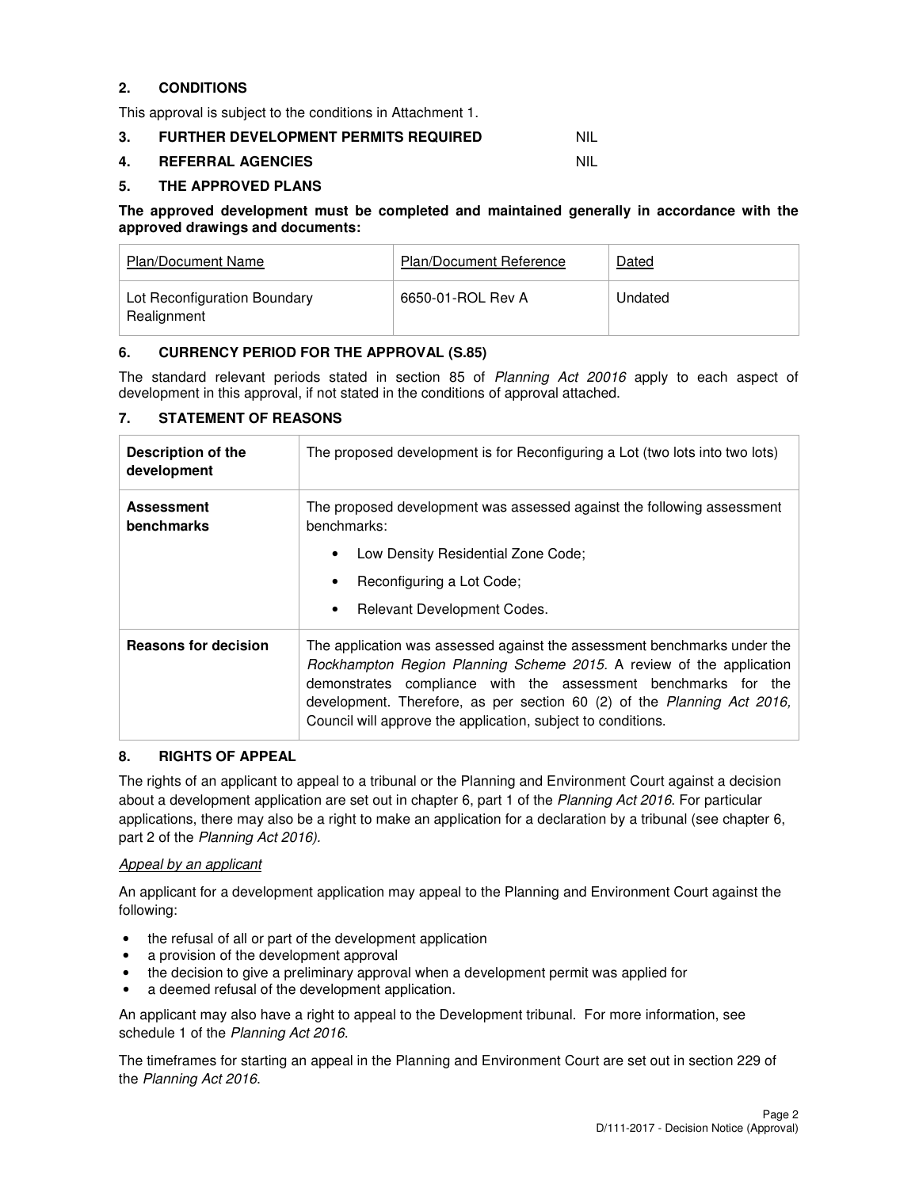## 2. CONDITIONS

This approval is subject to the conditions in Attachment 1.

## 3. FURTHER DEVELOPMENT PERMITS REQUIRED NIL

## 4. REFERRAL AGENCIES NIL

## 5. THE APPROVED PLANS

**The approved development must be completed and maintained generally in accordance with the approved drawings and documents:**

| Plan/Document Name | Plan/Document Reference | Dated |
|---|---|---|
| Lot Reconfiguration Boundary Realignment | 6650-01-ROL Rev A | Undated |

## 6. CURRENCY PERIOD FOR THE APPROVAL (S.85)

The standard relevant periods stated in section 85 of *Planning Act 20016* apply to each aspect of development in this approval, if not stated in the conditions of approval attached.

## 7. STATEMENT OF REASONS

| | |
|---|---|
| **Description of the development** | The proposed development is for Reconfiguring a Lot (two lots into two lots) |
| **Assessment benchmarks** | The proposed development was assessed against the following assessment benchmarks:<br>• Low Density Residential Zone Code;<br>• Reconfiguring a Lot Code;<br>• Relevant Development Codes. |
| **Reasons for decision** | The application was assessed against the assessment benchmarks under the *Rockhampton Region Planning Scheme 2015.* A review of the application demonstrates compliance with the assessment benchmarks for the development. Therefore, as per section 60 (2) of the *Planning Act 2016,* Council will approve the application, subject to conditions. |

## 8. RIGHTS OF APPEAL

The rights of an applicant to appeal to a tribunal or the Planning and Environment Court against a decision about a development application are set out in chapter 6, part 1 of the *Planning Act 2016*. For particular applications, there may also be a right to make an application for a declaration by a tribunal (see chapter 6, part 2 of the *Planning Act 2016).*

*Appeal by an applicant*

An applicant for a development application may appeal to the Planning and Environment Court against the following:

- the refusal of all or part of the development application
- a provision of the development approval
- the decision to give a preliminary approval when a development permit was applied for
- a deemed refusal of the development application.

An applicant may also have a right to appeal to the Development tribunal. For more information, see schedule 1 of the *Planning Act 2016*.

The timeframes for starting an appeal in the Planning and Environment Court are set out in section 229 of the *Planning Act 2016*.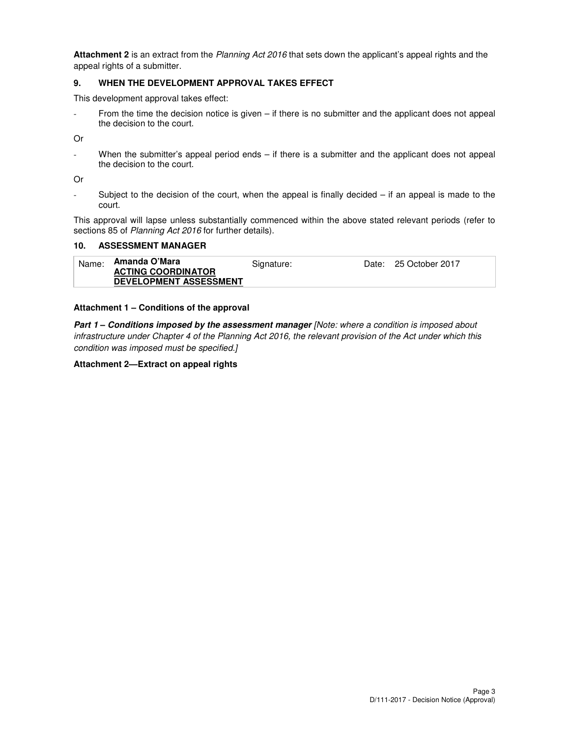**Attachment 2** is an extract from the *Planning Act 2016* that sets down the applicant's appeal rights and the appeal rights of a submitter.

## 9. WHEN THE DEVELOPMENT APPROVAL TAKES EFFECT

This development approval takes effect:

- From the time the decision notice is given – if there is no submitter and the applicant does not appeal the decision to the court.

Or

- When the submitter's appeal period ends – if there is a submitter and the applicant does not appeal the decision to the court.

Or

- Subject to the decision of the court, when the appeal is finally decided – if an appeal is made to the court.

This approval will lapse unless substantially commenced within the above stated relevant periods (refer to sections 85 of *Planning Act 2016* for further details).

## 10. ASSESSMENT MANAGER

| Name: | **Amanda O'Mara** **ACTING COORDINATOR DEVELOPMENT ASSESSMENT** | Signature: | Date: 25 October 2017 |
|---|---|---|---|

**Attachment 1 – Conditions of the approval**

***Part 1 – Conditions imposed by the assessment manager*** *[Note: where a condition is imposed about infrastructure under Chapter 4 of the Planning Act 2016, the relevant provision of the Act under which this condition was imposed must be specified.]*

**Attachment 2—Extract on appeal rights**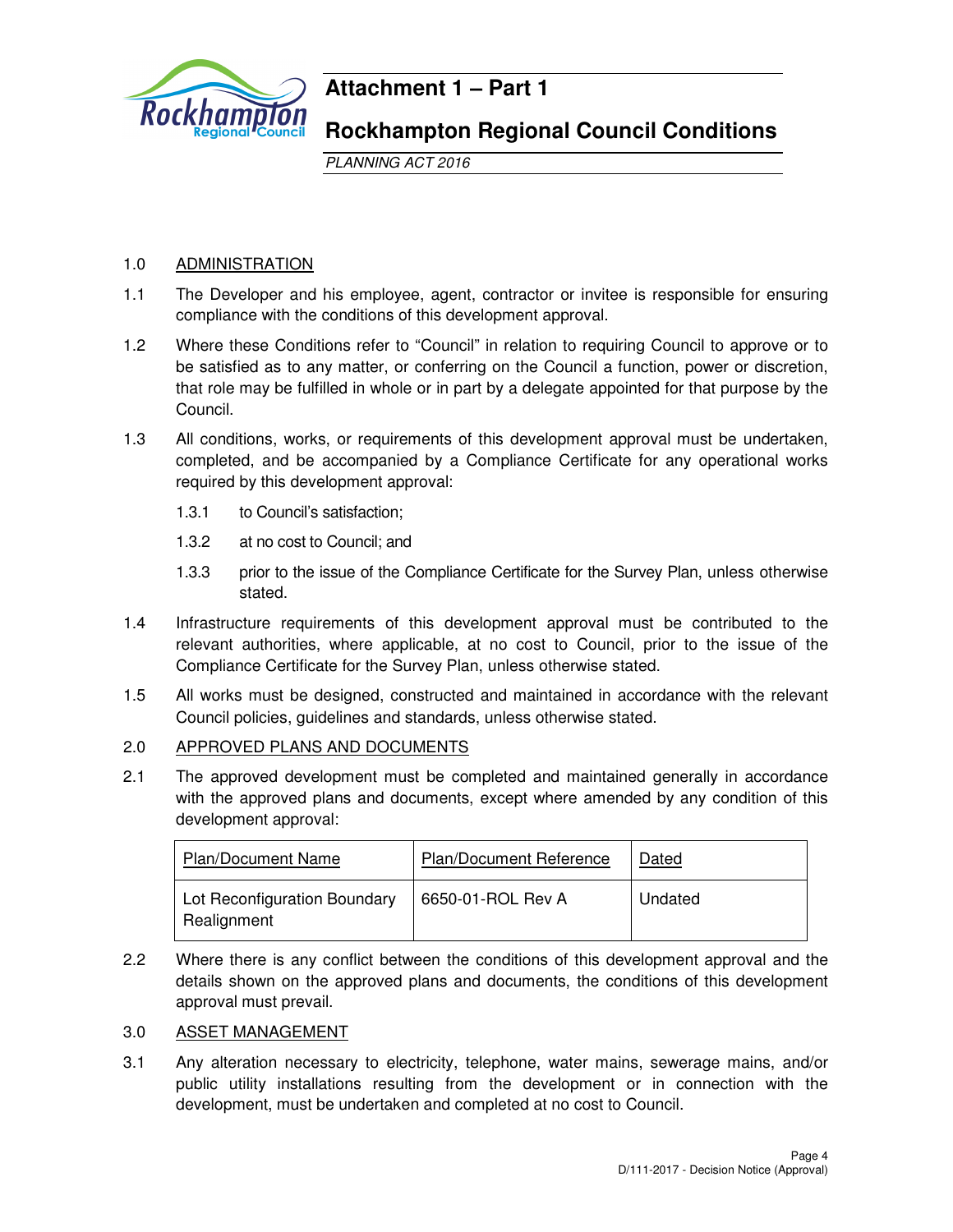# Attachment 1 – Part 1

# Rockhampton Regional Council Conditions

*PLANNING ACT 2016*

## 1.0 ADMINISTRATION

1.1 The Developer and his employee, agent, contractor or invitee is responsible for ensuring compliance with the conditions of this development approval.

1.2 Where these Conditions refer to "Council" in relation to requiring Council to approve or to be satisfied as to any matter, or conferring on the Council a function, power or discretion, that role may be fulfilled in whole or in part by a delegate appointed for that purpose by the Council.

1.3 All conditions, works, or requirements of this development approval must be undertaken, completed, and be accompanied by a Compliance Certificate for any operational works required by this development approval:

1.3.1 to Council's satisfaction;

1.3.2 at no cost to Council; and

1.3.3 prior to the issue of the Compliance Certificate for the Survey Plan, unless otherwise stated.

1.4 Infrastructure requirements of this development approval must be contributed to the relevant authorities, where applicable, at no cost to Council, prior to the issue of the Compliance Certificate for the Survey Plan, unless otherwise stated.

1.5 All works must be designed, constructed and maintained in accordance with the relevant Council policies, guidelines and standards, unless otherwise stated.

## 2.0 APPROVED PLANS AND DOCUMENTS

2.1 The approved development must be completed and maintained generally in accordance with the approved plans and documents, except where amended by any condition of this development approval:

| Plan/Document Name | Plan/Document Reference | Dated |
|---|---|---|
| Lot Reconfiguration Boundary Realignment | 6650-01-ROL Rev A | Undated |

2.2 Where there is any conflict between the conditions of this development approval and the details shown on the approved plans and documents, the conditions of this development approval must prevail.

## 3.0 ASSET MANAGEMENT

3.1 Any alteration necessary to electricity, telephone, water mains, sewerage mains, and/or public utility installations resulting from the development or in connection with the development, must be undertaken and completed at no cost to Council.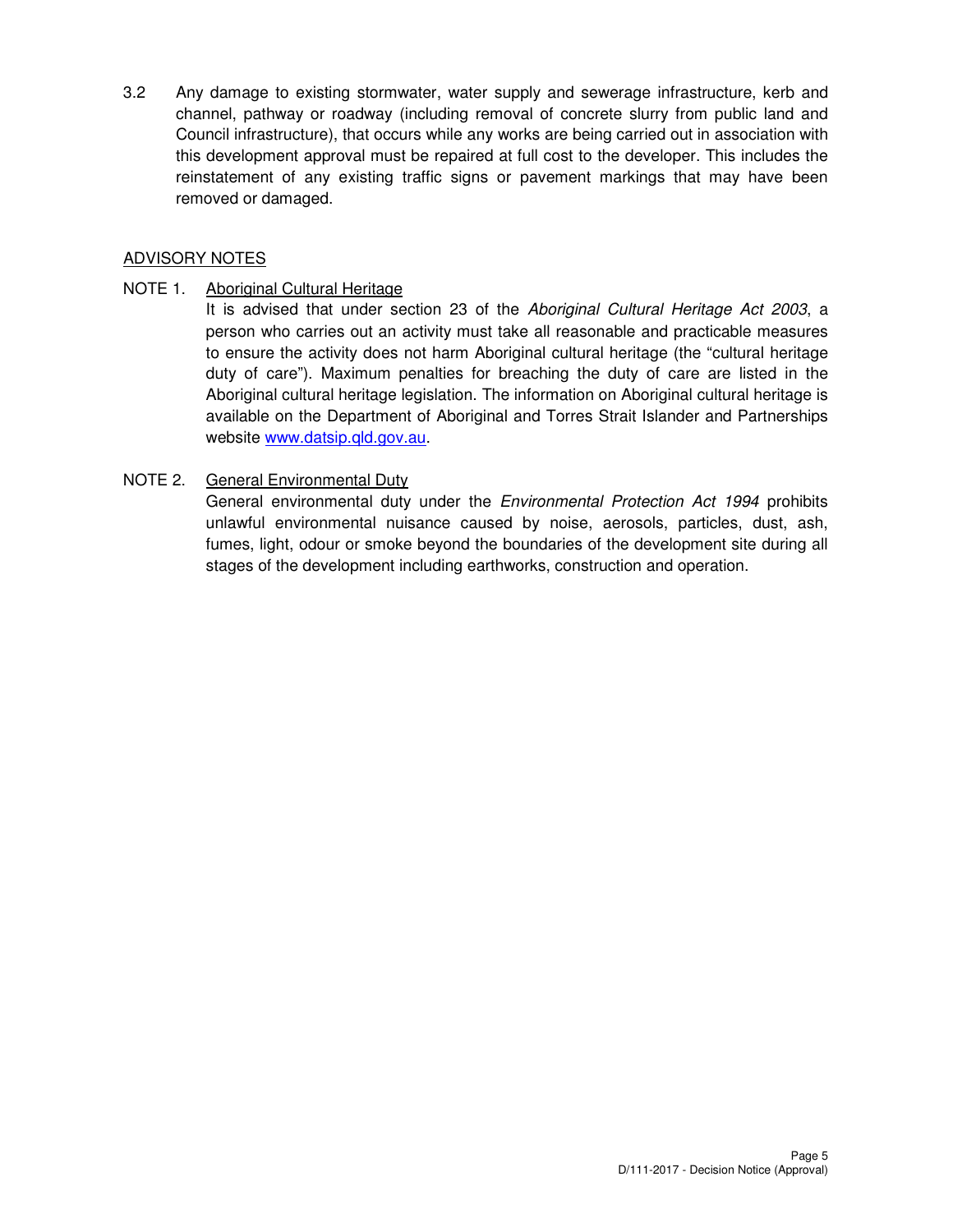3.2 Any damage to existing stormwater, water supply and sewerage infrastructure, kerb and channel, pathway or roadway (including removal of concrete slurry from public land and Council infrastructure), that occurs while any works are being carried out in association with this development approval must be repaired at full cost to the developer. This includes the reinstatement of any existing traffic signs or pavement markings that may have been removed or damaged.

## ADVISORY NOTES

NOTE 1. Aboriginal Cultural Heritage

It is advised that under section 23 of the *Aboriginal Cultural Heritage Act 2003*, a person who carries out an activity must take all reasonable and practicable measures to ensure the activity does not harm Aboriginal cultural heritage (the "cultural heritage duty of care"). Maximum penalties for breaching the duty of care are listed in the Aboriginal cultural heritage legislation. The information on Aboriginal cultural heritage is available on the Department of Aboriginal and Torres Strait Islander and Partnerships website www.datsip.qld.gov.au.

NOTE 2. General Environmental Duty

General environmental duty under the *Environmental Protection Act 1994* prohibits unlawful environmental nuisance caused by noise, aerosols, particles, dust, ash, fumes, light, odour or smoke beyond the boundaries of the development site during all stages of the development including earthworks, construction and operation.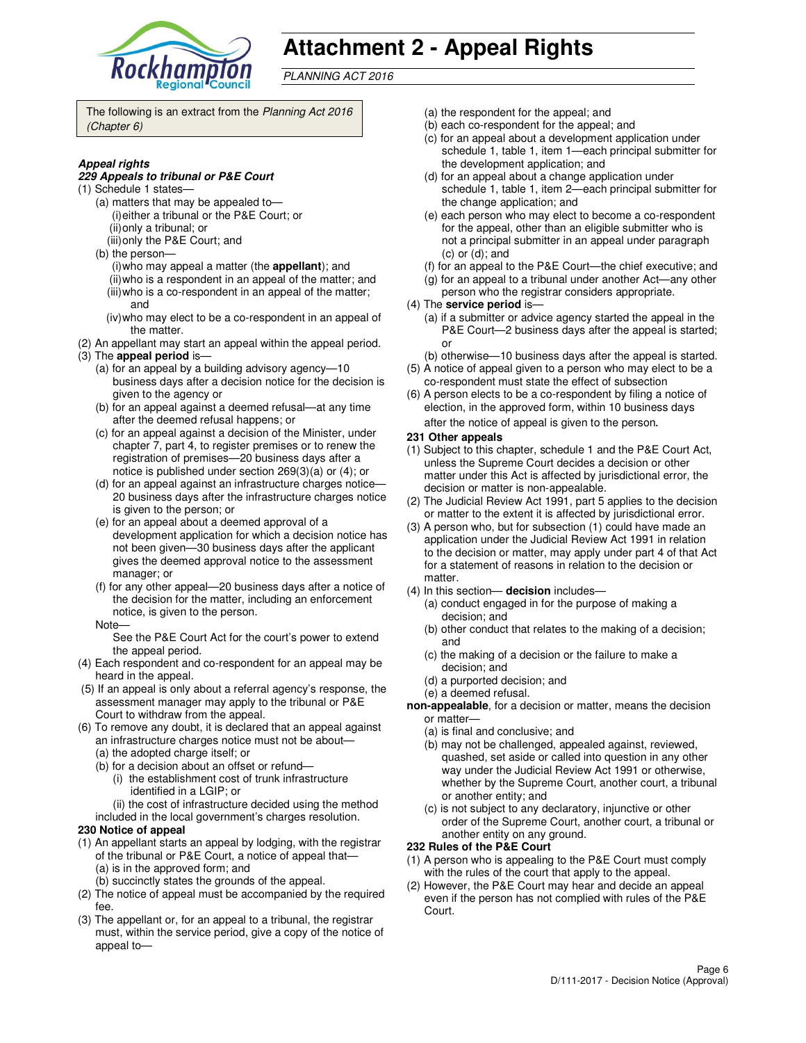# Attachment 2 - Appeal Rights

*PLANNING ACT 2016*

The following is an extract from the *Planning Act 2016 (Chapter 6)*

***Appeal rights***

***229 Appeals to tribunal or P&E Court***

(1) Schedule 1 states—

(a) matters that may be appealed to—

(i) either a tribunal or the P&E Court; or

(ii) only a tribunal; or

(iii) only the P&E Court; and

(b) the person—

(i) who may appeal a matter (the **appellant**); and

(ii) who is a respondent in an appeal of the matter; and

(iii) who is a co-respondent in an appeal of the matter; and

(iv) who may elect to be a co-respondent in an appeal of the matter.

(2) An appellant may start an appeal within the appeal period.

(3) The **appeal period** is—

(a) for an appeal by a building advisory agency—10 business days after a decision notice for the decision is given to the agency or

(b) for an appeal against a deemed refusal—at any time after the deemed refusal happens; or

(c) for an appeal against a decision of the Minister, under chapter 7, part 4, to register premises or to renew the registration of premises—20 business days after a notice is published under section 269(3)(a) or (4); or

(d) for an appeal against an infrastructure charges notice—20 business days after the infrastructure charges notice is given to the person; or

(e) for an appeal about a deemed approval of a development application for which a decision notice has not been given—30 business days after the applicant gives the deemed approval notice to the assessment manager; or

(f) for any other appeal—20 business days after a notice of the decision for the matter, including an enforcement notice, is given to the person.

Note—

See the P&E Court Act for the court's power to extend the appeal period.

(4) Each respondent and co-respondent for an appeal may be heard in the appeal.

(5) If an appeal is only about a referral agency's response, the assessment manager may apply to the tribunal or P&E Court to withdraw from the appeal.

(6) To remove any doubt, it is declared that an appeal against an infrastructure charges notice must not be about—

(a) the adopted charge itself; or

(b) for a decision about an offset or refund—

(i) the establishment cost of trunk infrastructure identified in a LGIP; or

(ii) the cost of infrastructure decided using the method included in the local government's charges resolution.

**230 Notice of appeal**

(1) An appellant starts an appeal by lodging, with the registrar of the tribunal or P&E Court, a notice of appeal that—

(a) is in the approved form; and

(b) succinctly states the grounds of the appeal.

(2) The notice of appeal must be accompanied by the required fee.

(3) The appellant or, for an appeal to a tribunal, the registrar must, within the service period, give a copy of the notice of appeal to—

(a) the respondent for the appeal; and

(b) each co-respondent for the appeal; and

(c) for an appeal about a development application under schedule 1, table 1, item 1—each principal submitter for the development application; and

(d) for an appeal about a change application under schedule 1, table 1, item 2—each principal submitter for the change application; and

(e) each person who may elect to become a co-respondent for the appeal, other than an eligible submitter who is not a principal submitter in an appeal under paragraph (c) or (d); and

(f) for an appeal to the P&E Court—the chief executive; and

(g) for an appeal to a tribunal under another Act—any other person who the registrar considers appropriate.

(4) The **service period** is—

(a) if a submitter or advice agency started the appeal in the P&E Court—2 business days after the appeal is started; or

(b) otherwise—10 business days after the appeal is started.

(5) A notice of appeal given to a person who may elect to be a co-respondent must state the effect of subsection

(6) A person elects to be a co-respondent by filing a notice of election, in the approved form, within 10 business days after the notice of appeal is given to the person.

**231 Other appeals**

(1) Subject to this chapter, schedule 1 and the P&E Court Act, unless the Supreme Court decides a decision or other matter under this Act is affected by jurisdictional error, the decision or matter is non-appealable.

(2) The Judicial Review Act 1991, part 5 applies to the decision or matter to the extent it is affected by jurisdictional error.

(3) A person who, but for subsection (1) could have made an application under the Judicial Review Act 1991 in relation to the decision or matter, may apply under part 4 of that Act for a statement of reasons in relation to the decision or matter.

(4) In this section— **decision** includes—

(a) conduct engaged in for the purpose of making a decision; and

(b) other conduct that relates to the making of a decision; and

(c) the making of a decision or the failure to make a decision; and

(d) a purported decision; and

(e) a deemed refusal.

**non-appealable**, for a decision or matter, means the decision or matter—

(a) is final and conclusive; and

(b) may not be challenged, appealed against, reviewed, quashed, set aside or called into question in any other way under the Judicial Review Act 1991 or otherwise, whether by the Supreme Court, another court, a tribunal or another entity; and

(c) is not subject to any declaratory, injunctive or other order of the Supreme Court, another court, a tribunal or another entity on any ground.

**232 Rules of the P&E Court**

(1) A person who is appealing to the P&E Court must comply with the rules of the court that apply to the appeal.

(2) However, the P&E Court may hear and decide an appeal even if the person has not complied with rules of the P&E Court.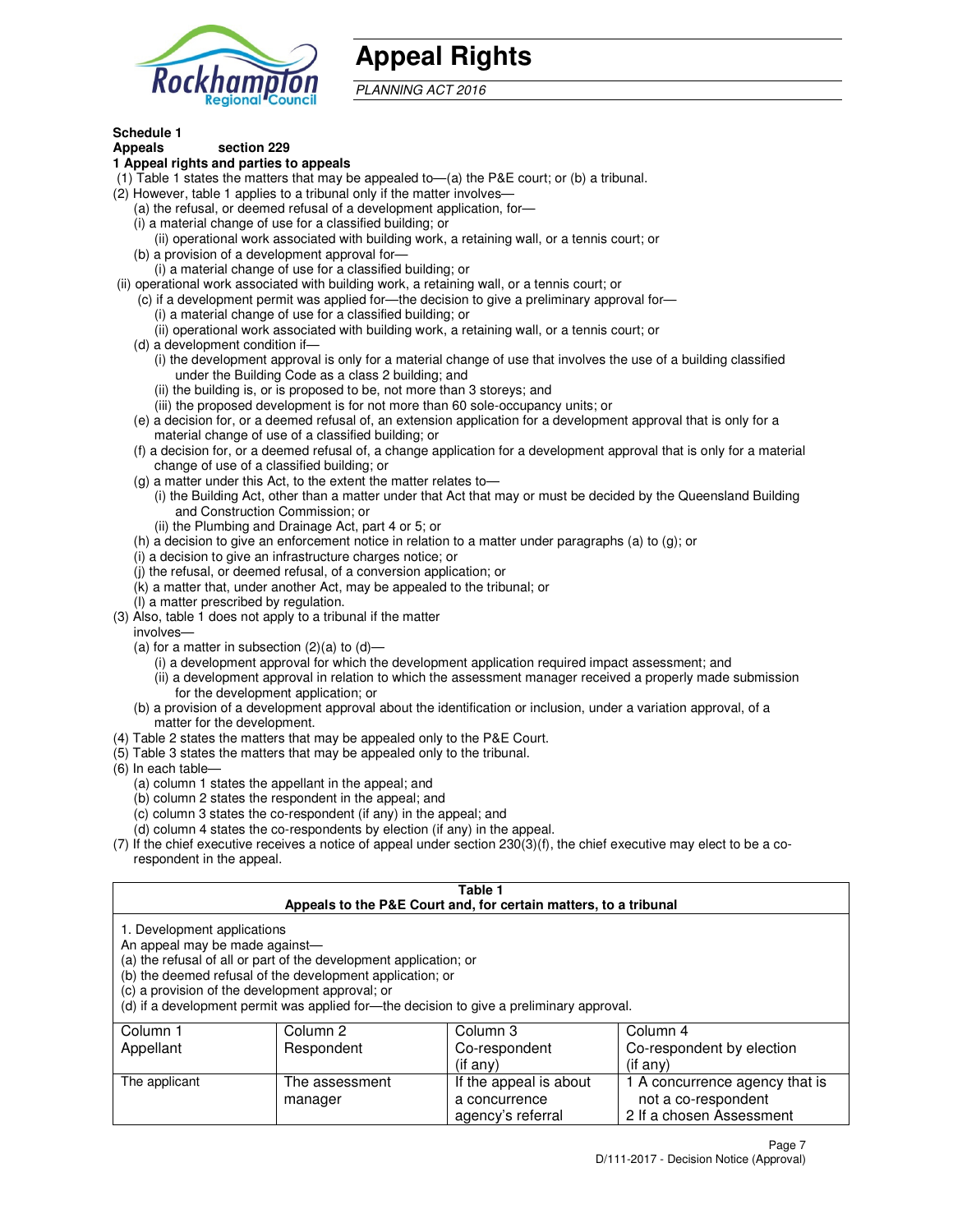# Appeal Rights

*PLANNING ACT 2016*

**Schedule 1**
**Appeals section 229**

**1 Appeal rights and parties to appeals**

(1) Table 1 states the matters that may be appealed to—(a) the P&E court; or (b) a tribunal.

(2) However, table 1 applies to a tribunal only if the matter involves—

(a) the refusal, or deemed refusal of a development application, for—

(i) a material change of use for a classified building; or

(ii) operational work associated with building work, a retaining wall, or a tennis court; or

(b) a provision of a development approval for—

(i) a material change of use for a classified building; or

(ii) operational work associated with building work, a retaining wall, or a tennis court; or

(c) if a development permit was applied for—the decision to give a preliminary approval for—

(i) a material change of use for a classified building; or

(ii) operational work associated with building work, a retaining wall, or a tennis court; or

(d) a development condition if—

(i) the development approval is only for a material change of use that involves the use of a building classified under the Building Code as a class 2 building; and

(ii) the building is, or is proposed to be, not more than 3 storeys; and

(iii) the proposed development is for not more than 60 sole-occupancy units; or

(e) a decision for, or a deemed refusal of, an extension application for a development approval that is only for a material change of use of a classified building; or

(f) a decision for, or a deemed refusal of, a change application for a development approval that is only for a material change of use of a classified building; or

(g) a matter under this Act, to the extent the matter relates to—

(i) the Building Act, other than a matter under that Act that may or must be decided by the Queensland Building and Construction Commission; or

(ii) the Plumbing and Drainage Act, part 4 or 5; or

(h) a decision to give an enforcement notice in relation to a matter under paragraphs (a) to (g); or

(i) a decision to give an infrastructure charges notice; or

(j) the refusal, or deemed refusal, of a conversion application; or

(k) a matter that, under another Act, may be appealed to the tribunal; or

(l) a matter prescribed by regulation.

(3) Also, table 1 does not apply to a tribunal if the matter involves—

(a) for a matter in subsection (2)(a) to (d)—

(i) a development approval for which the development application required impact assessment; and

(ii) a development approval in relation to which the assessment manager received a properly made submission for the development application; or

(b) a provision of a development approval about the identification or inclusion, under a variation approval, of a matter for the development.

(4) Table 2 states the matters that may be appealed only to the P&E Court.

(5) Table 3 states the matters that may be appealed only to the tribunal.

(6) In each table—

(a) column 1 states the appellant in the appeal; and

(b) column 2 states the respondent in the appeal; and

(c) column 3 states the co-respondent (if any) in the appeal; and

(d) column 4 states the co-respondents by election (if any) in the appeal.

(7) If the chief executive receives a notice of appeal under section 230(3)(f), the chief executive may elect to be a co-respondent in the appeal.

**Table 1**
**Appeals to the P&E Court and, for certain matters, to a tribunal**

1. Development applications

An appeal may be made against—

(a) the refusal of all or part of the development application; or

(b) the deemed refusal of the development application; or

(c) a provision of the development approval; or

(d) if a development permit was applied for—the decision to give a preliminary approval.

| Column 1<br>Appellant | Column 2<br>Respondent | Column 3<br>Co-respondent<br>(if any) | Column 4<br>Co-respondent by election<br>(if any) |
|---|---|---|---|
| The applicant | The assessment manager | If the appeal is about a concurrence agency's referral | 1 A concurrence agency that is not a co-respondent<br>2 If a chosen Assessment |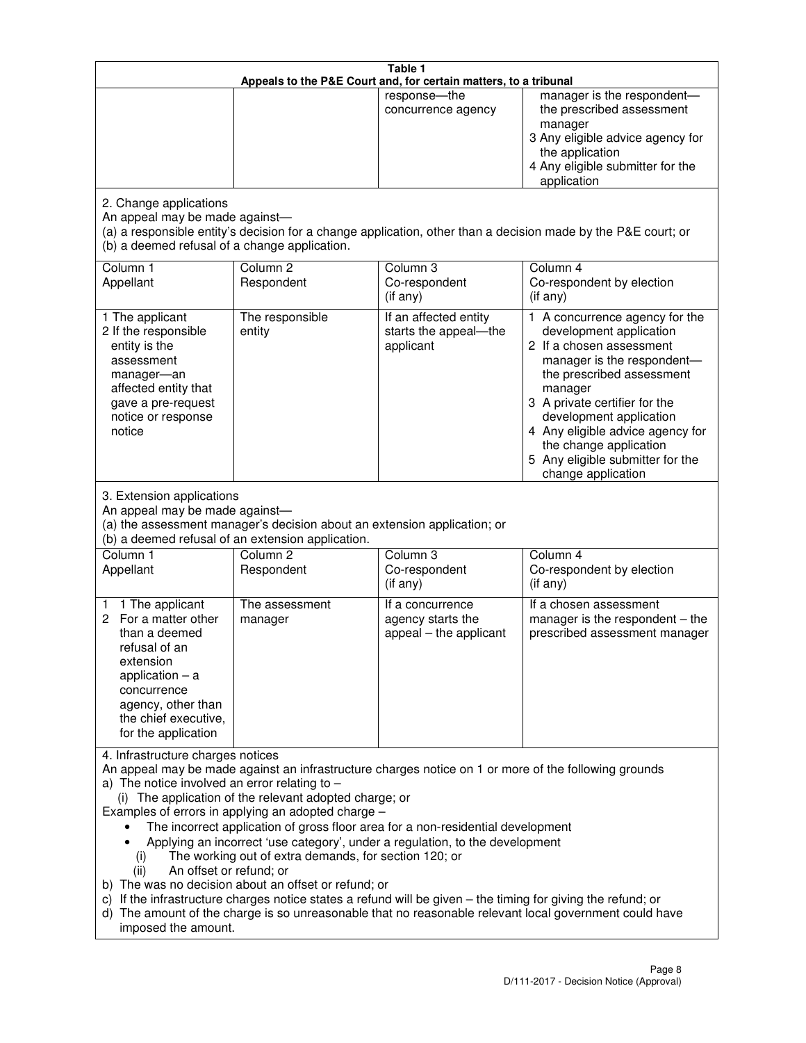**Table 1**
**Appeals to the P&E Court and, for certain matters, to a tribunal**

| | | | |
|---|---|---|---|
| | | response—the concurrence agency | manager is the respondent—the prescribed assessment manager<br>3 Any eligible advice agency for the application<br>4 Any eligible submitter for the application |

2. Change applications
An appeal may be made against—
(a) a responsible entity's decision for a change application, other than a decision made by the P&E court; or
(b) a deemed refusal of a change application.

| Column 1<br>Appellant | Column 2<br>Respondent | Column 3<br>Co-respondent<br>(if any) | Column 4<br>Co-respondent by election<br>(if any) |
|---|---|---|---|
| 1 The applicant<br>2 If the responsible entity is the assessment manager—an affected entity that gave a pre-request notice or response notice | The responsible entity | If an affected entity starts the appeal—the applicant | 1 A concurrence agency for the development application<br>2 If a chosen assessment manager is the respondent—the prescribed assessment manager<br>3 A private certifier for the development application<br>4 Any eligible advice agency for the change application<br>5 Any eligible submitter for the change application |

3. Extension applications
An appeal may be made against—
(a) the assessment manager's decision about an extension application; or
(b) a deemed refusal of an extension application.

| Column 1<br>Appellant | Column 2<br>Respondent | Column 3<br>Co-respondent<br>(if any) | Column 4<br>Co-respondent by election<br>(if any) |
|---|---|---|---|
| 1 1 The applicant<br>2 For a matter other than a deemed refusal of an extension application – a concurrence agency, other than the chief executive, for the application | The assessment manager | If a concurrence agency starts the appeal – the applicant | If a chosen assessment manager is the respondent – the prescribed assessment manager |

4. Infrastructure charges notices
An appeal may be made against an infrastructure charges notice on 1 or more of the following grounds
a) The notice involved an error relating to –
   (i) The application of the relevant adopted charge; or
Examples of errors in applying an adopted charge –
- The incorrect application of gross floor area for a non-residential development
- Applying an incorrect 'use category', under a regulation, to the development
   (i) The working out of extra demands, for section 120; or
   (ii) An offset or refund; or
b) The was no decision about an offset or refund; or
c) If the infrastructure charges notice states a refund will be given – the timing for giving the refund; or
d) The amount of the charge is so unreasonable that no reasonable relevant local government could have imposed the amount.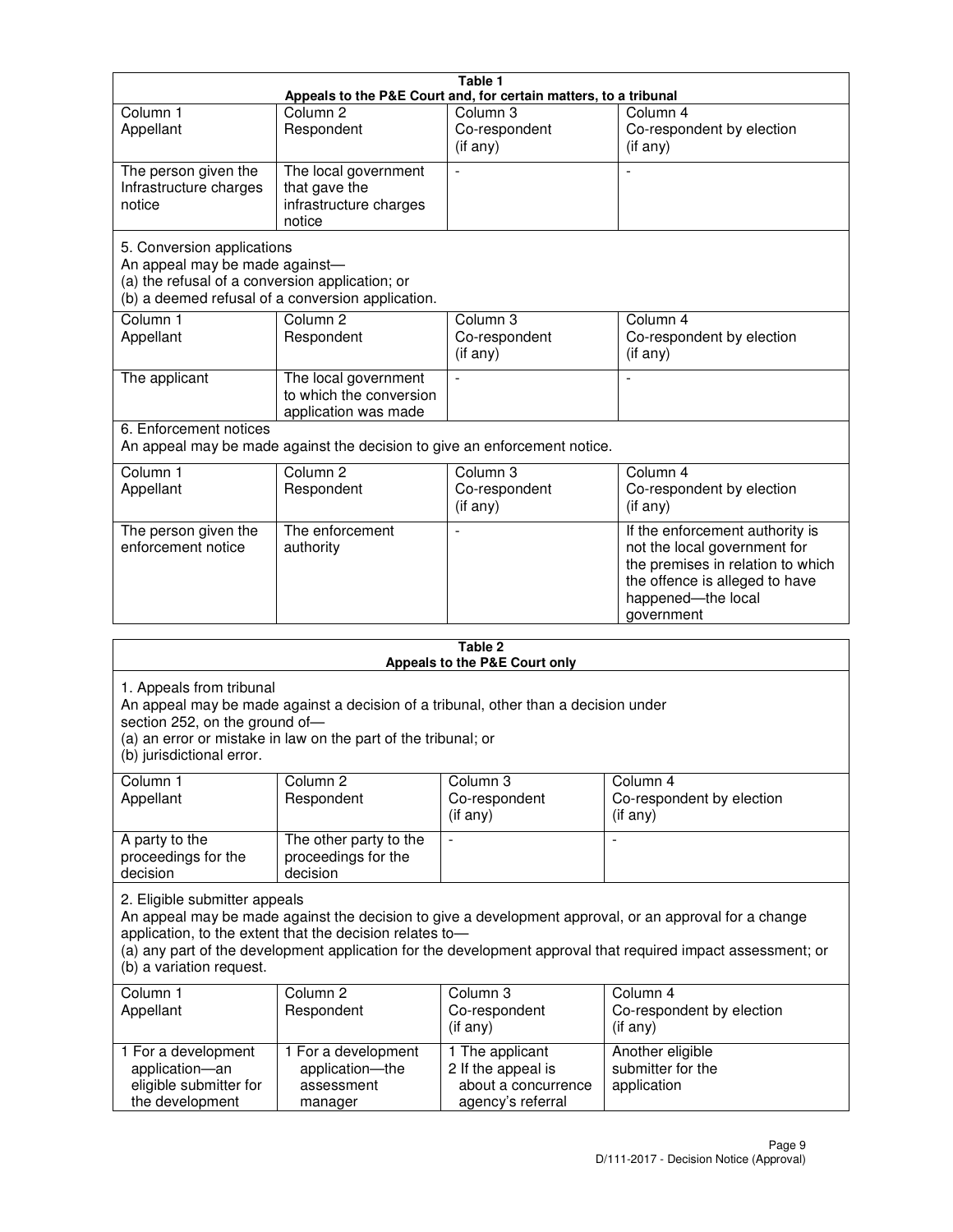**Table 1**
**Appeals to the P&E Court and, for certain matters, to a tribunal**

| Column 1<br>Appellant | Column 2<br>Respondent | Column 3<br>Co-respondent<br>(if any) | Column 4<br>Co-respondent by election<br>(if any) |
|---|---|---|---|
| The person given the Infrastructure charges notice | The local government that gave the infrastructure charges notice | - | - |

5. Conversion applications
An appeal may be made against—
(a) the refusal of a conversion application; or
(b) a deemed refusal of a conversion application.

| Column 1<br>Appellant | Column 2<br>Respondent | Column 3<br>Co-respondent<br>(if any) | Column 4<br>Co-respondent by election<br>(if any) |
|---|---|---|---|
| The applicant | The local government to which the conversion application was made | - | - |

6. Enforcement notices
An appeal may be made against the decision to give an enforcement notice.

| Column 1<br>Appellant | Column 2<br>Respondent | Column 3<br>Co-respondent<br>(if any) | Column 4<br>Co-respondent by election<br>(if any) |
|---|---|---|---|
| The person given the enforcement notice | The enforcement authority | - | If the enforcement authority is not the local government for the premises in relation to which the offence is alleged to have happened—the local government |

**Table 2**
**Appeals to the P&E Court only**

1. Appeals from tribunal
An appeal may be made against a decision of a tribunal, other than a decision under section 252, on the ground of—
(a) an error or mistake in law on the part of the tribunal; or
(b) jurisdictional error.

| Column 1<br>Appellant | Column 2<br>Respondent | Column 3<br>Co-respondent<br>(if any) | Column 4<br>Co-respondent by election<br>(if any) |
|---|---|---|---|
| A party to the proceedings for the decision | The other party to the proceedings for the decision | - | - |

2. Eligible submitter appeals
An appeal may be made against the decision to give a development approval, or an approval for a change application, to the extent that the decision relates to—
(a) any part of the development application for the development approval that required impact assessment; or
(b) a variation request.

| Column 1<br>Appellant | Column 2<br>Respondent | Column 3<br>Co-respondent<br>(if any) | Column 4<br>Co-respondent by election<br>(if any) |
|---|---|---|---|
| 1 For a development application—an eligible submitter for the development | 1 For a development application—the assessment manager | 1 The applicant<br>2 If the appeal is about a concurrence agency's referral | Another eligible submitter for the application |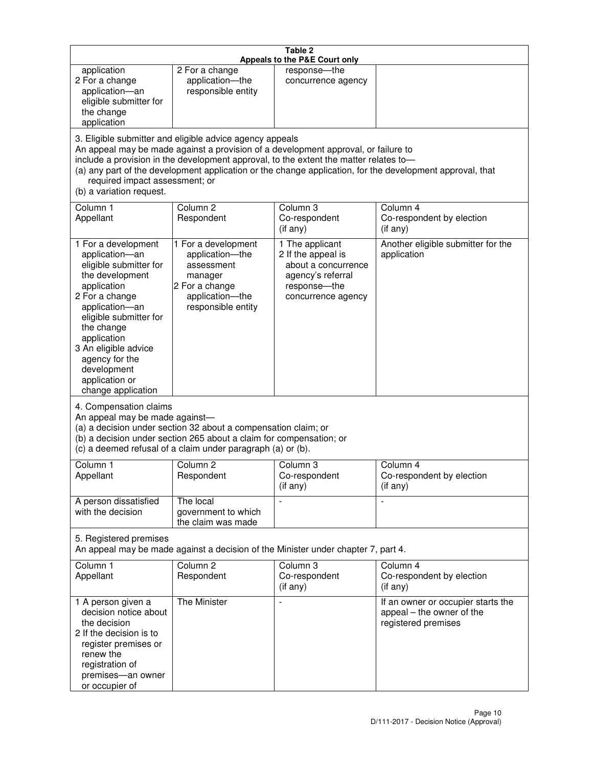**Table 2**
**Appeals to the P&E Court only**

| | | | |
|---|---|---|---|
| application<br>2 For a change application—an eligible submitter for the change application | 2 For a change application—the responsible entity | response—the concurrence agency | |

3. Eligible submitter and eligible advice agency appeals
An appeal may be made against a provision of a development approval, or failure to include a provision in the development approval, to the extent the matter relates to—
(a) any part of the development application or the change application, for the development approval, that required impact assessment; or
(b) a variation request.

| Column 1<br>Appellant | Column 2<br>Respondent | Column 3<br>Co-respondent<br>(if any) | Column 4<br>Co-respondent by election<br>(if any) |
|---|---|---|---|
| 1 For a development application—an eligible submitter for the development application<br>2 For a change application—an eligible submitter for the change application<br>3 An eligible advice agency for the development application or change application | 1 For a development application—the assessment manager<br>2 For a change application—the responsible entity | 1 The applicant<br>2 If the appeal is about a concurrence agency's referral response—the concurrence agency | Another eligible submitter for the application |

4. Compensation claims
An appeal may be made against—
(a) a decision under section 32 about a compensation claim; or
(b) a decision under section 265 about a claim for compensation; or
(c) a deemed refusal of a claim under paragraph (a) or (b).

| Column 1<br>Appellant | Column 2<br>Respondent | Column 3<br>Co-respondent<br>(if any) | Column 4<br>Co-respondent by election<br>(if any) |
|---|---|---|---|
| A person dissatisfied with the decision | The local government to which the claim was made | - | - |

5. Registered premises
An appeal may be made against a decision of the Minister under chapter 7, part 4.

| Column 1<br>Appellant | Column 2<br>Respondent | Column 3<br>Co-respondent<br>(if any) | Column 4<br>Co-respondent by election<br>(if any) |
|---|---|---|---|
| 1 A person given a decision notice about the decision<br>2 If the decision is to register premises or renew the registration of premises—an owner or occupier of | The Minister | - | If an owner or occupier starts the appeal – the owner of the registered premises |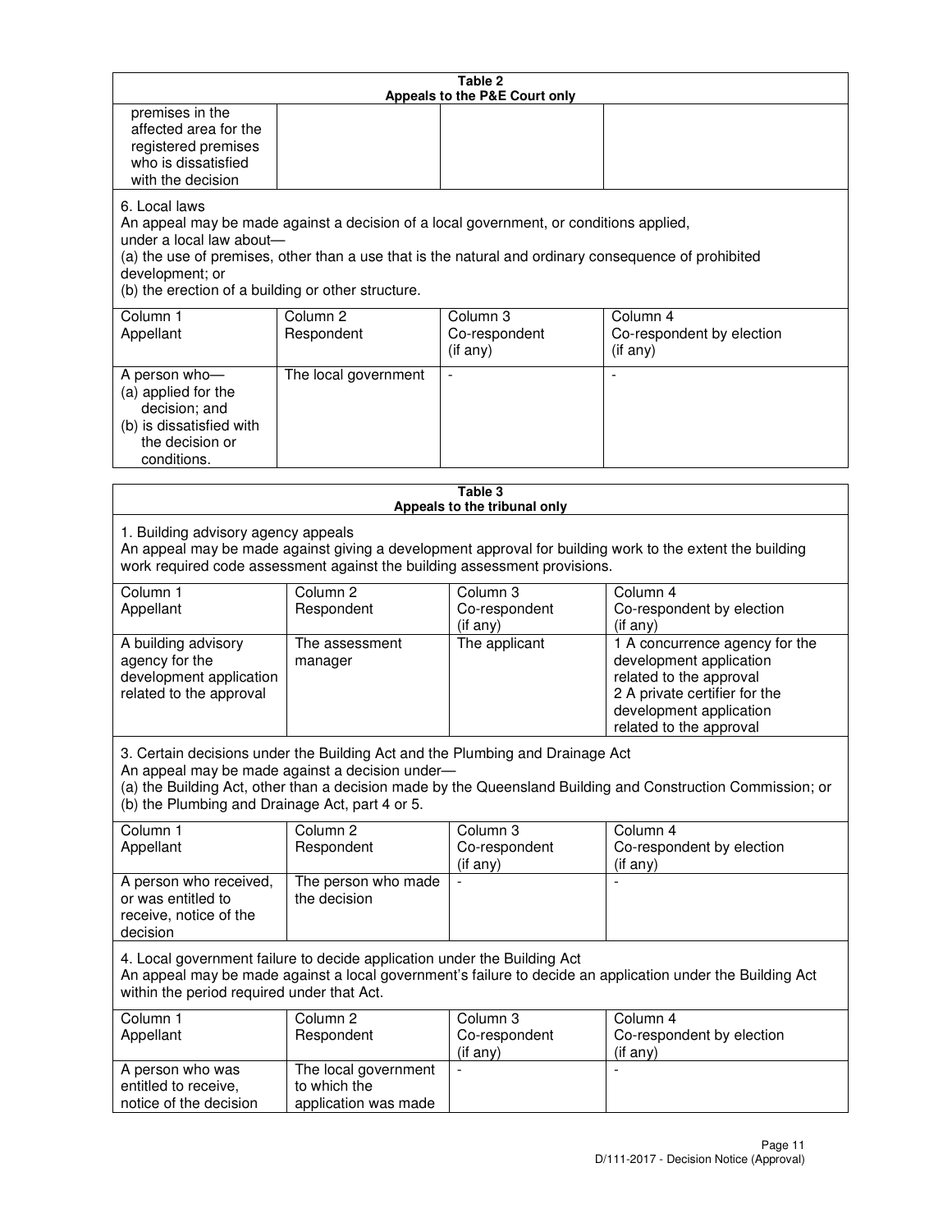**Table 2**
**Appeals to the P&E Court only**

| | | | |
|---|---|---|---|
| premises in the affected area for the registered premises who is dissatisfied with the decision | | | |

6. Local laws
An appeal may be made against a decision of a local government, or conditions applied, under a local law about—
(a) the use of premises, other than a use that is the natural and ordinary consequence of prohibited development; or
(b) the erection of a building or other structure.

| Column 1 Appellant | Column 2 Respondent | Column 3 Co-respondent (if any) | Column 4 Co-respondent by election (if any) |
|---|---|---|---|
| A person who— (a) applied for the decision; and (b) is dissatisfied with the decision or conditions. | The local government | - | - |

**Table 3**
**Appeals to the tribunal only**

1. Building advisory agency appeals
An appeal may be made against giving a development approval for building work to the extent the building work required code assessment against the building assessment provisions.

| Column 1 Appellant | Column 2 Respondent | Column 3 Co-respondent (if any) | Column 4 Co-respondent by election (if any) |
|---|---|---|---|
| A building advisory agency for the development application related to the approval | The assessment manager | The applicant | 1 A concurrence agency for the development application related to the approval 2 A private certifier for the development application related to the approval |

3. Certain decisions under the Building Act and the Plumbing and Drainage Act
An appeal may be made against a decision under—
(a) the Building Act, other than a decision made by the Queensland Building and Construction Commission; or
(b) the Plumbing and Drainage Act, part 4 or 5.

| Column 1 Appellant | Column 2 Respondent | Column 3 Co-respondent (if any) | Column 4 Co-respondent by election (if any) |
|---|---|---|---|
| A person who received, or was entitled to receive, notice of the decision | The person who made the decision | - | - |

4. Local government failure to decide application under the Building Act
An appeal may be made against a local government's failure to decide an application under the Building Act within the period required under that Act.

| Column 1 Appellant | Column 2 Respondent | Column 3 Co-respondent (if any) | Column 4 Co-respondent by election (if any) |
|---|---|---|---|
| A person who was entitled to receive, notice of the decision | The local government to which the application was made | - | - |

D/111-2017 - Decision Notice (Approval)